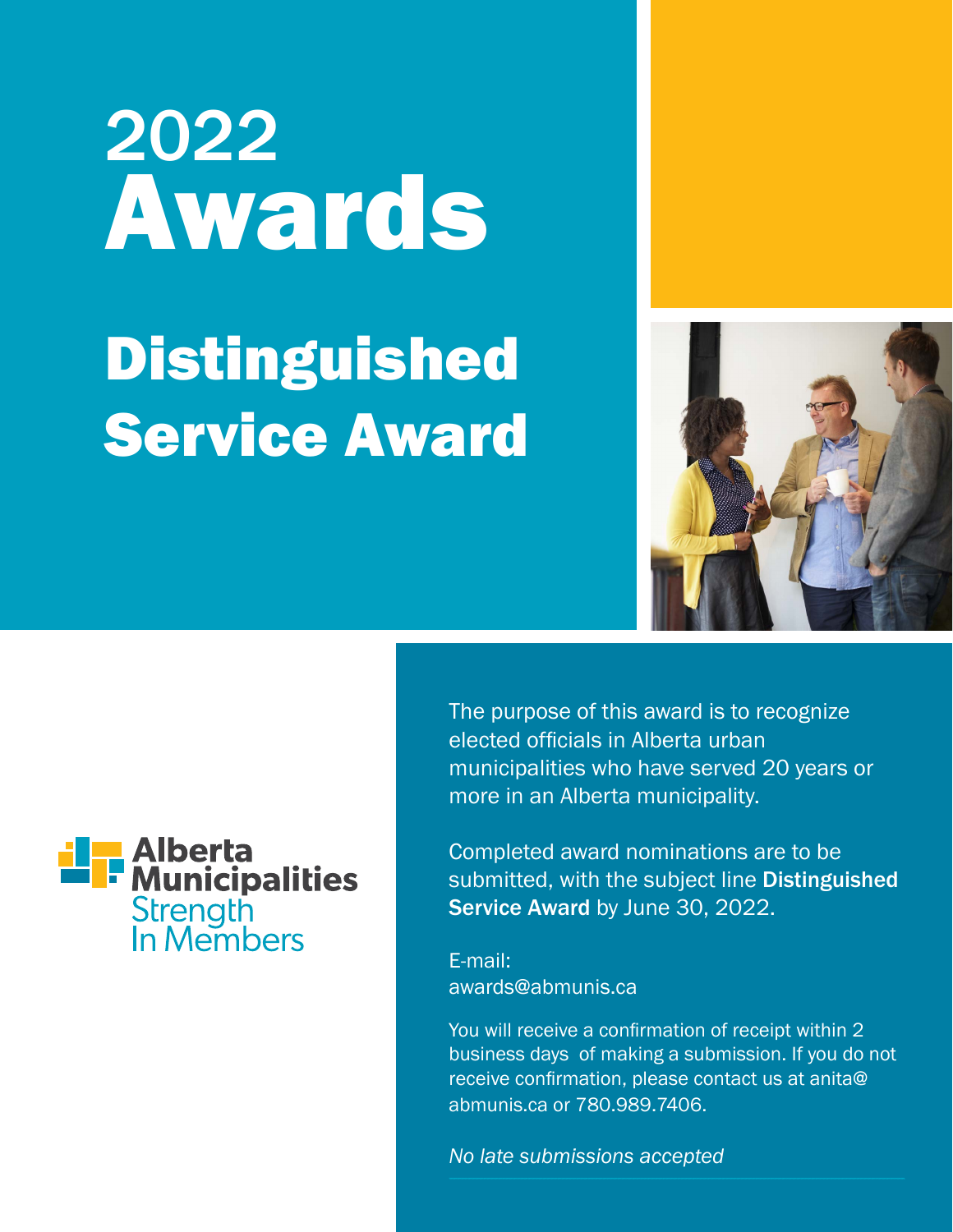# 2022 Awards

## Distinguished Service Award

Alberta Municipalities
Strength In Members

The purpose of this award is to recognize elected officials in Alberta urban municipalities who have served 20 years or more in an Alberta municipality.

Completed award nominations are to be submitted, with the subject line **Distinguished Service Award** by June 30, 2022.

E-mail:
awards@abmunis.ca

You will receive a confirmation of receipt within 2 business days of making a submission. If you do not receive confirmation, please contact us at anita@abmunis.ca or 780.989.7406.

*No late submissions accepted*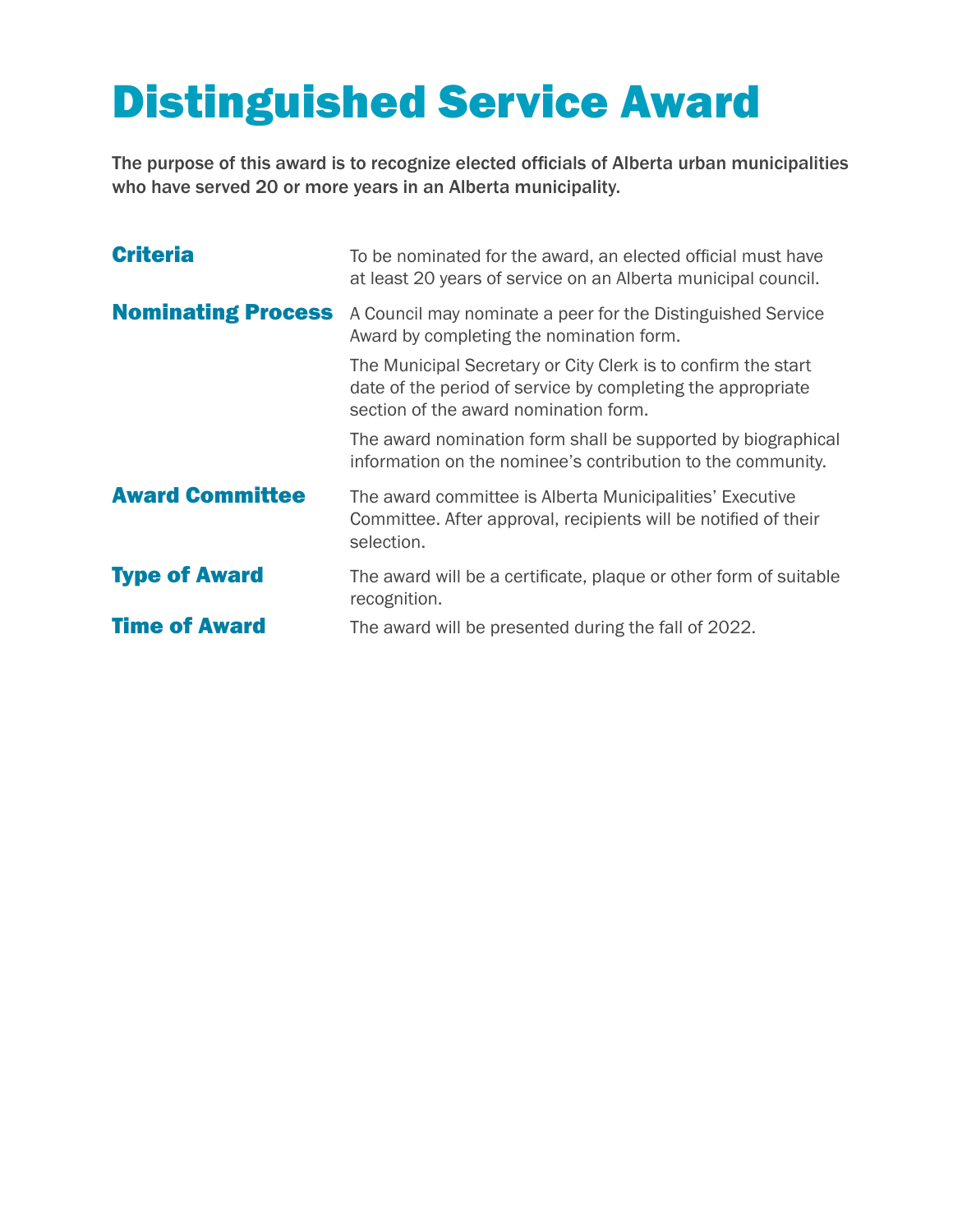# Distinguished Service Award

**The purpose of this award is to recognize elected officials of Alberta urban municipalities who have served 20 or more years in an Alberta municipality.**

## Criteria

To be nominated for the award, an elected official must have at least 20 years of service on an Alberta municipal council.

## Nominating Process

A Council may nominate a peer for the Distinguished Service Award by completing the nomination form.

The Municipal Secretary or City Clerk is to confirm the start date of the period of service by completing the appropriate section of the award nomination form.

The award nomination form shall be supported by biographical information on the nominee's contribution to the community.

## Award Committee

The award committee is Alberta Municipalities' Executive Committee. After approval, recipients will be notified of their selection.

## Type of Award

The award will be a certificate, plaque or other form of suitable recognition.

## Time of Award

The award will be presented during the fall of 2022.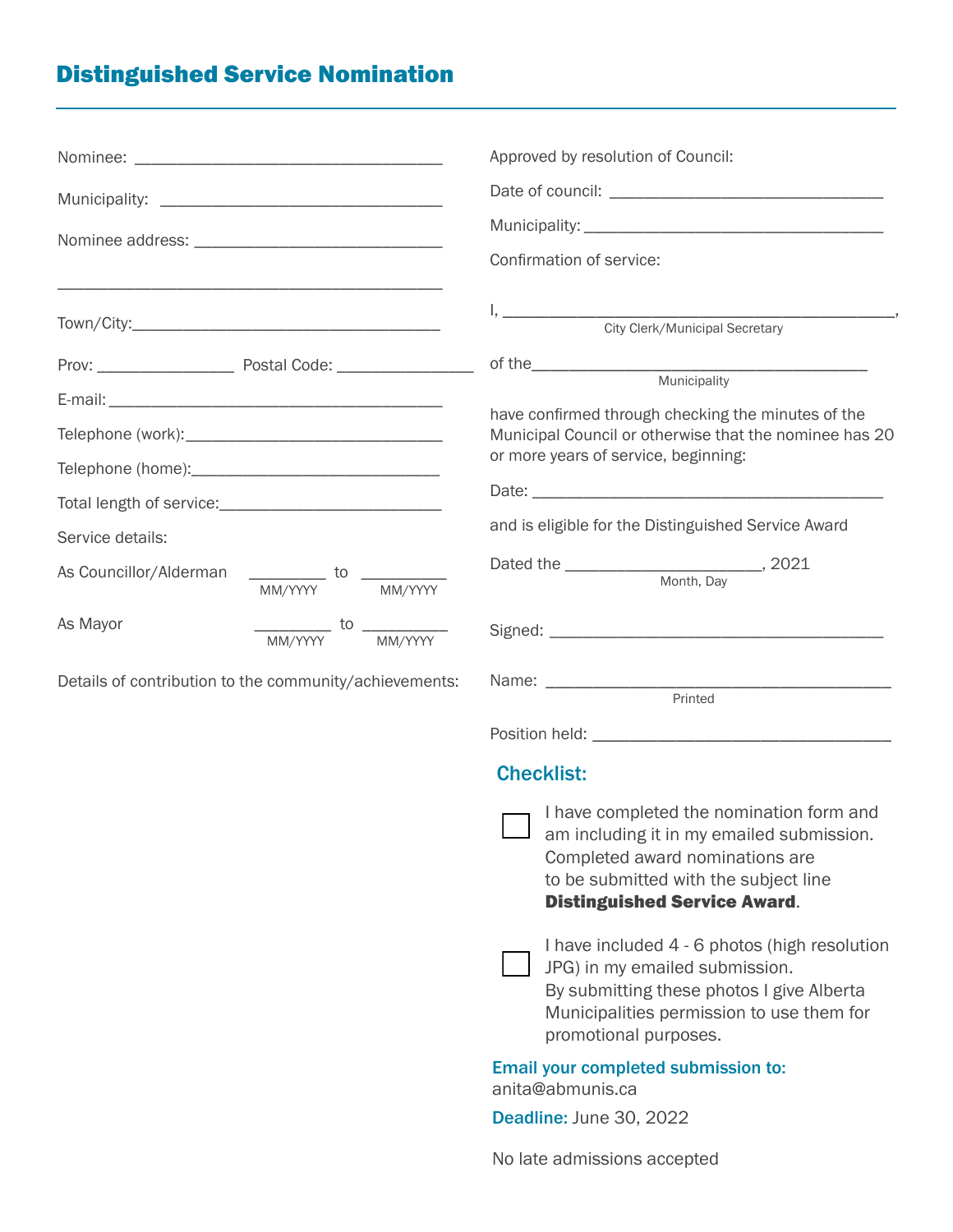# Distinguished Service Nomination

Nominee: ___________________________________

Municipality: ________________________________

Nominee address: _____________________________

____________________________________________

Town/City:___________________________________

Prov: _______________ Postal Code: _______________

E-mail:_______________________________________

Telephone (work):______________________________

Telephone (home):______________________________

Total length of service:_________________________

Service details:

As Councillor/Alderman _________ to _________
(MM/YYYY) (MM/YYYY)

As Mayor _________ to _________
(MM/YYYY) (MM/YYYY)

Details of contribution to the community/achievements:

Approved by resolution of Council:

Date of council: _______________________________

Municipality: __________________________________

Confirmation of service:

I, ____________________________________________,
City Clerk/Municipal Secretary

of the_______________________________________
Municipality

have confirmed through checking the minutes of the Municipal Council or otherwise that the nominee has 20 or more years of service, beginning:

Date: _________________________________________

and is eligible for the Distinguished Service Award

Dated the _____________________, 2021
Month, Day

Signed: _______________________________________

Name: ________________________________________
Printed

Position held: _________________________________

## Checklist:

- ☐ I have completed the nomination form and am including it in my emailed submission. Completed award nominations are to be submitted with the subject line **Distinguished Service Award**.
- ☐ I have included 4 - 6 photos (high resolution JPG) in my emailed submission. By submitting these photos I give Alberta Municipalities permission to use them for promotional purposes.

**Email your completed submission to:**
anita@abmunis.ca

**Deadline:** June 30, 2022

No late admissions accepted